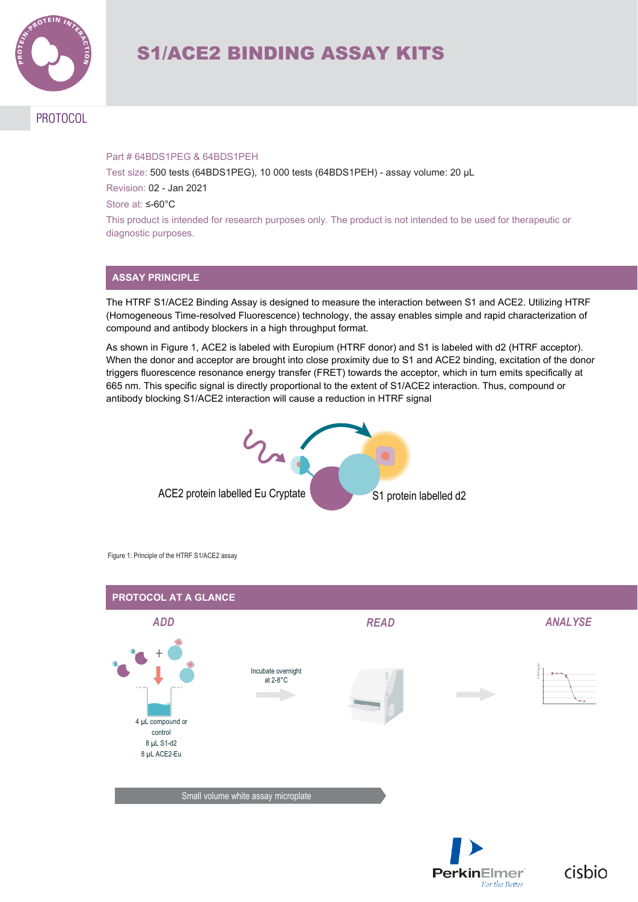# S1/ACE2 BINDING ASSAY KITS

PROTOCOL

Part # 64BDS1PEG & 64BDS1PEH

Test size: 500 tests (64BDS1PEG), 10 000 tests (64BDS1PEH) - assay volume: 20 µL

Revision: 02 - Jan 2021

Store at: ≤-60°C

This product is intended for research purposes only. The product is not intended to be used for therapeutic or diagnostic purposes.

## ASSAY PRINCIPLE

The HTRF S1/ACE2 Binding Assay is designed to measure the interaction between S1 and ACE2. Utilizing HTRF (Homogeneous Time-resolved Fluorescence) technology, the assay enables simple and rapid characterization of compound and antibody blockers in a high throughput format.

As shown in Figure 1, ACE2 is labeled with Europium (HTRF donor) and S1 is labeled with d2 (HTRF acceptor). When the donor and acceptor are brought into close proximity due to S1 and ACE2 binding, excitation of the donor triggers fluorescence resonance energy transfer (FRET) towards the acceptor, which in turn emits specifically at 665 nm. This specific signal is directly proportional to the extent of S1/ACE2 interaction. Thus, compound or antibody blocking S1/ACE2 interaction will cause a reduction in HTRF signal

ACE2 protein labelled Eu Cryptate

S1 protein labelled d2

Figure 1: Principle of the HTRF S1/ACE2 assay

## PROTOCOL AT A GLANCE

*ADD*

4 µL compound or control
8 µL S1-d2
8 µL ACE2-Eu

Incubate overnight at 2-8°C

*READ*

*ANALYSE*

Small volume white assay microplate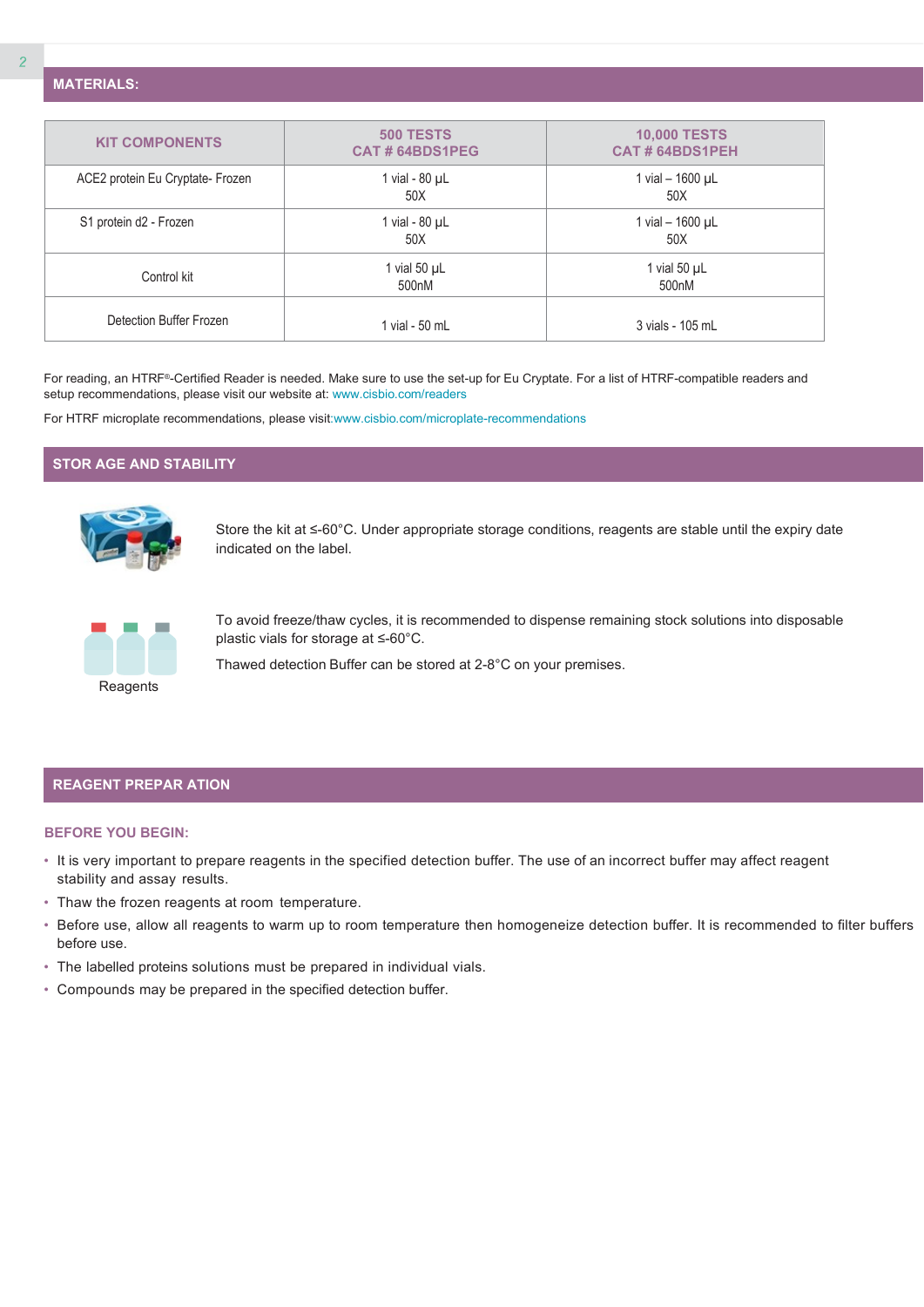## MATERIALS:

| KIT COMPONENTS | 500 TESTS CAT # 64BDS1PEG | 10,000 TESTS CAT # 64BDS1PEH |
|---|---|---|
| ACE2 protein Eu Cryptate- Frozen | 1 vial - 80 µL 50X | 1 vial – 1600 µL 50X |
| S1 protein d2 - Frozen | 1 vial - 80 µL 50X | 1 vial – 1600 µL 50X |
| Control kit | 1 vial 50 µL 500nM | 1 vial 50 µL 500nM |
| Detection Buffer Frozen | 1 vial - 50 mL | 3 vials - 105 mL |

For reading, an HTRF®-Certified Reader is needed. Make sure to use the set-up for Eu Cryptate. For a list of HTRF-compatible readers and setup recommendations, please visit our website at: www.cisbio.com/readers

For HTRF microplate recommendations, please visit:www.cisbio.com/microplate-recommendations

## STOR AGE AND STABILITY

Store the kit at ≤-60°C. Under appropriate storage conditions, reagents are stable until the expiry date indicated on the label.

Reagents

To avoid freeze/thaw cycles, it is recommended to dispense remaining stock solutions into disposable plastic vials for storage at ≤-60°C.

Thawed detection Buffer can be stored at 2-8°C on your premises.

## REAGENT PREPAR ATION

### BEFORE YOU BEGIN:

- It is very important to prepare reagents in the specified detection buffer. The use of an incorrect buffer may affect reagent stability and assay results.
- Thaw the frozen reagents at room temperature.
- Before use, allow all reagents to warm up to room temperature then homogeneize detection buffer. It is recommended to filter buffers before use.
- The labelled proteins solutions must be prepared in individual vials.
- Compounds may be prepared in the specified detection buffer.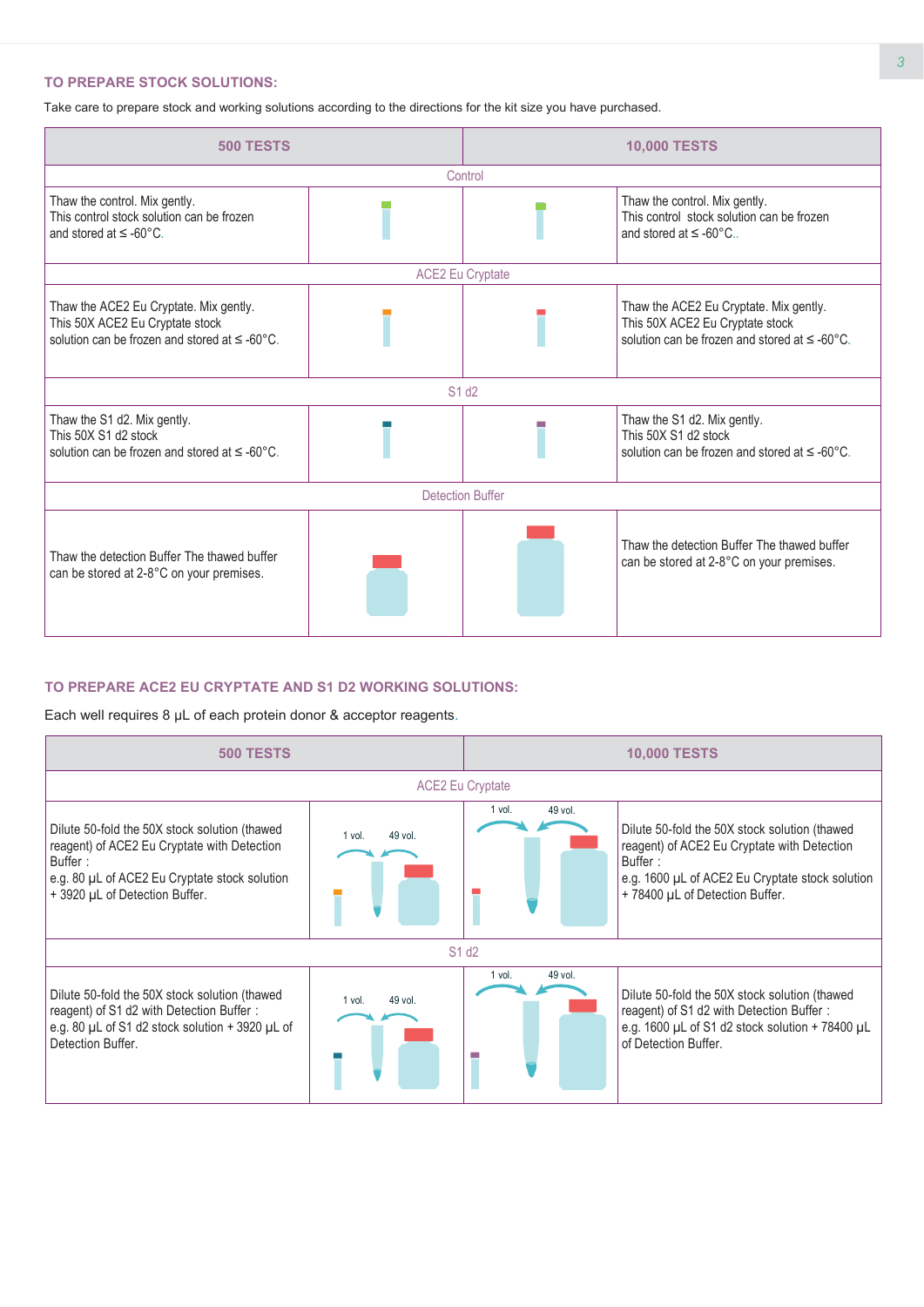## TO PREPARE STOCK SOLUTIONS:

Take care to prepare stock and working solutions according to the directions for the kit size you have purchased.

| 500 TESTS | | | 10,000 TESTS |
|---|---|---|---|
| Control | | | |
| Thaw the control. Mix gently.<br>This control stock solution can be frozen and stored at ≤ -60°C. | | | Thaw the control. Mix gently.<br>This control stock solution can be frozen and stored at ≤ -60°C.. |
| ACE2 Eu Cryptate | | | |
| Thaw the ACE2 Eu Cryptate. Mix gently.<br>This 50X ACE2 Eu Cryptate stock solution can be frozen and stored at ≤ -60°C. | | | Thaw the ACE2 Eu Cryptate. Mix gently.<br>This 50X ACE2 Eu Cryptate stock solution can be frozen and stored at ≤ -60°C. |
| S1 d2 | | | |
| Thaw the S1 d2. Mix gently.<br>This 50X S1 d2 stock solution can be frozen and stored at ≤ -60°C. | | | Thaw the S1 d2. Mix gently.<br>This 50X S1 d2 stock solution can be frozen and stored at ≤ -60°C. |
| Detection Buffer | | | |
| Thaw the detection Buffer The thawed buffer can be stored at 2-8°C on your premises. | | | Thaw the detection Buffer The thawed buffer can be stored at 2-8°C on your premises. |

## TO PREPARE ACE2 EU CRYPTATE AND S1 D2 WORKING SOLUTIONS:

Each well requires 8 µL of each protein donor & acceptor reagents.

| 500 TESTS | | | 10,000 TESTS |
|---|---|---|---|
| ACE2 Eu Cryptate | | | |
| Dilute 50-fold the 50X stock solution (thawed reagent) of ACE2 Eu Cryptate with Detection Buffer :<br>e.g. 80 µL of ACE2 Eu Cryptate stock solution + 3920 µL of Detection Buffer. | 1 vol. 49 vol. | 1 vol. 49 vol. | Dilute 50-fold the 50X stock solution (thawed reagent) of ACE2 Eu Cryptate with Detection Buffer :<br>e.g. 1600 µL of ACE2 Eu Cryptate stock solution + 78400 µL of Detection Buffer. |
| S1 d2 | | | |
| Dilute 50-fold the 50X stock solution (thawed reagent) of S1 d2 with Detection Buffer :<br>e.g. 80 µL of S1 d2 stock solution + 3920 µL of Detection Buffer. | 1 vol. 49 vol. | 1 vol. 49 vol. | Dilute 50-fold the 50X stock solution (thawed reagent) of S1 d2 with Detection Buffer :<br>e.g. 1600 µL of S1 d2 stock solution + 78400 µL of Detection Buffer. |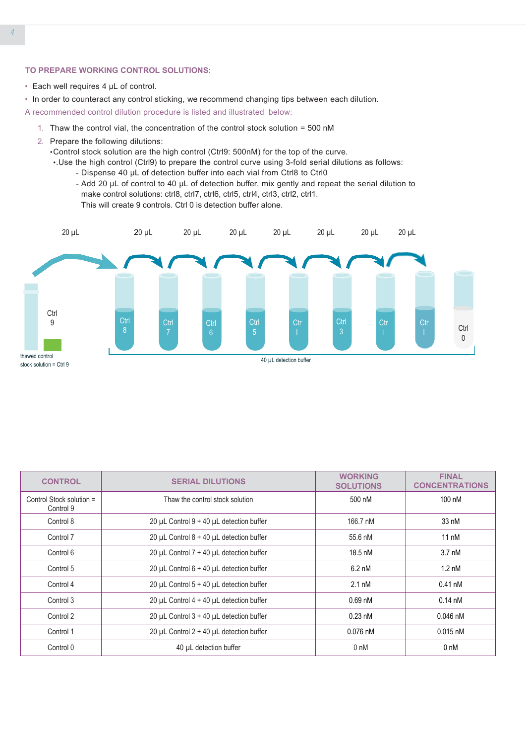## TO PREPARE WORKING CONTROL SOLUTIONS:

- Each well requires 4 µL of control.
- In order to counteract any control sticking, we recommend changing tips between each dilution.

A recommended control dilution procedure is listed and illustrated below:

1. Thaw the control vial, the concentration of the control stock solution = 500 nM
2. Prepare the following dilutions:
   - Control stock solution are the high control (Ctrl9: 500nM) for the top of the curve.
   - .Use the high control (Ctrl9) to prepare the control curve using 3-fold serial dilutions as follows:
     - Dispense 40 µL of detection buffer into each vial from Ctrl8 to Ctrl0
     - Add 20 µL of control to 40 µL of detection buffer, mix gently and repeat the serial dilution to make control solutions: ctrl8, ctrl7, ctrl6, ctrl5, ctrl4, ctrl3, ctrl2, ctrl1.
       This will create 9 controls. Ctrl 0 is detection buffer alone.

20 µL 20 µL 20 µL 20 µL 20 µL 20 µL 20 µL 20 µL

Ctrl 9 — Ctrl 8 — Ctrl 7 — Ctrl 6 — Ctrl 5 — Ctrl 4 — Ctrl 3 — Ctrl 2 — Ctrl 1 — Ctrl 0

thawed control stock solution = Ctrl 9

40 µL detection buffer

| CONTROL | SERIAL DILUTIONS | WORKING SOLUTIONS | FINAL CONCENTRATIONS |
|---|---|---|---|
| Control Stock solution = Control 9 | Thaw the control stock solution | 500 nM | 100 nM |
| Control 8 | 20 µL Control 9 + 40 µL detection buffer | 166.7 nM | 33 nM |
| Control 7 | 20 µL Control 8 + 40 µL detection buffer | 55.6 nM | 11 nM |
| Control 6 | 20 µL Control 7 + 40 µL detection buffer | 18.5 nM | 3.7 nM |
| Control 5 | 20 µL Control 6 + 40 µL detection buffer | 6.2 nM | 1.2 nM |
| Control 4 | 20 µL Control 5 + 40 µL detection buffer | 2.1 nM | 0.41 nM |
| Control 3 | 20 µL Control 4 + 40 µL detection buffer | 0.69 nM | 0.14 nM |
| Control 2 | 20 µL Control 3 + 40 µL detection buffer | 0.23 nM | 0.046 nM |
| Control 1 | 20 µL Control 2 + 40 µL detection buffer | 0.076 nM | 0.015 nM |
| Control 0 | 40 µL detection buffer | 0 nM | 0 nM |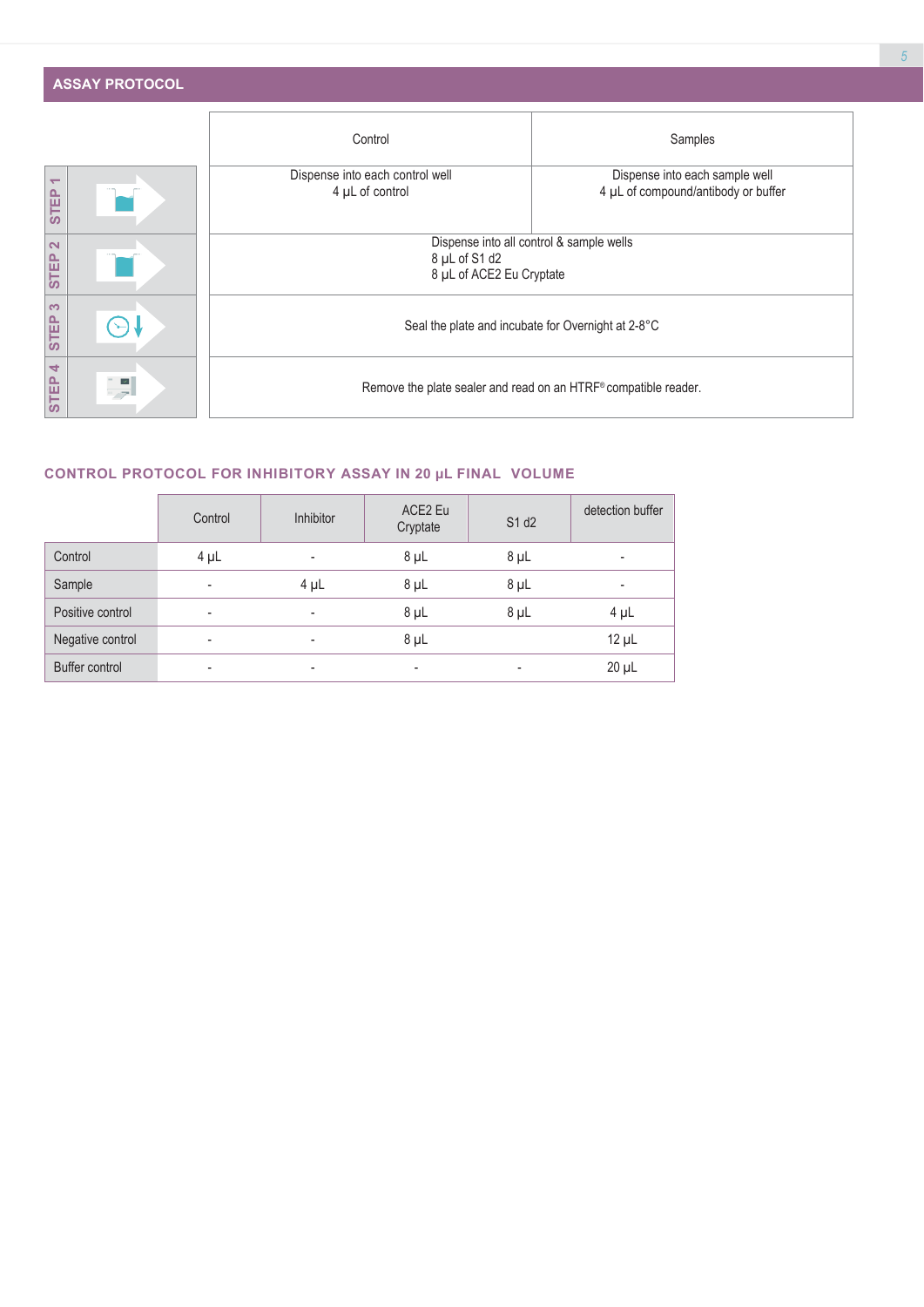## ASSAY PROTOCOL

| | Control | Samples |
|---|---|---|
| STEP 1 | Dispense into each control well<br>4 µL of control | Dispense into each sample well<br>4 µL of compound/antibody or buffer |
| STEP 2 | Dispense into all control & sample wells<br>8 µL of S1 d2<br>8 µL of ACE2 Eu Cryptate | |
| STEP 3 | Seal the plate and incubate for Overnight at 2-8°C | |
| STEP 4 | Remove the plate sealer and read on an HTRF® compatible reader. | |

## CONTROL PROTOCOL FOR INHIBITORY ASSAY IN 20 µL FINAL VOLUME

| | Control | Inhibitor | ACE2 Eu Cryptate | S1 d2 | detection buffer |
|---|---|---|---|---|---|
| Control | 4 µL | - | 8 µL | 8 µL | - |
| Sample | - | 4 µL | 8 µL | 8 µL | - |
| Positive control | - | - | 8 µL | 8 µL | 4 µL |
| Negative control | - | - | 8 µL | | 12 µL |
| Buffer control | - | - | - | - | 20 µL |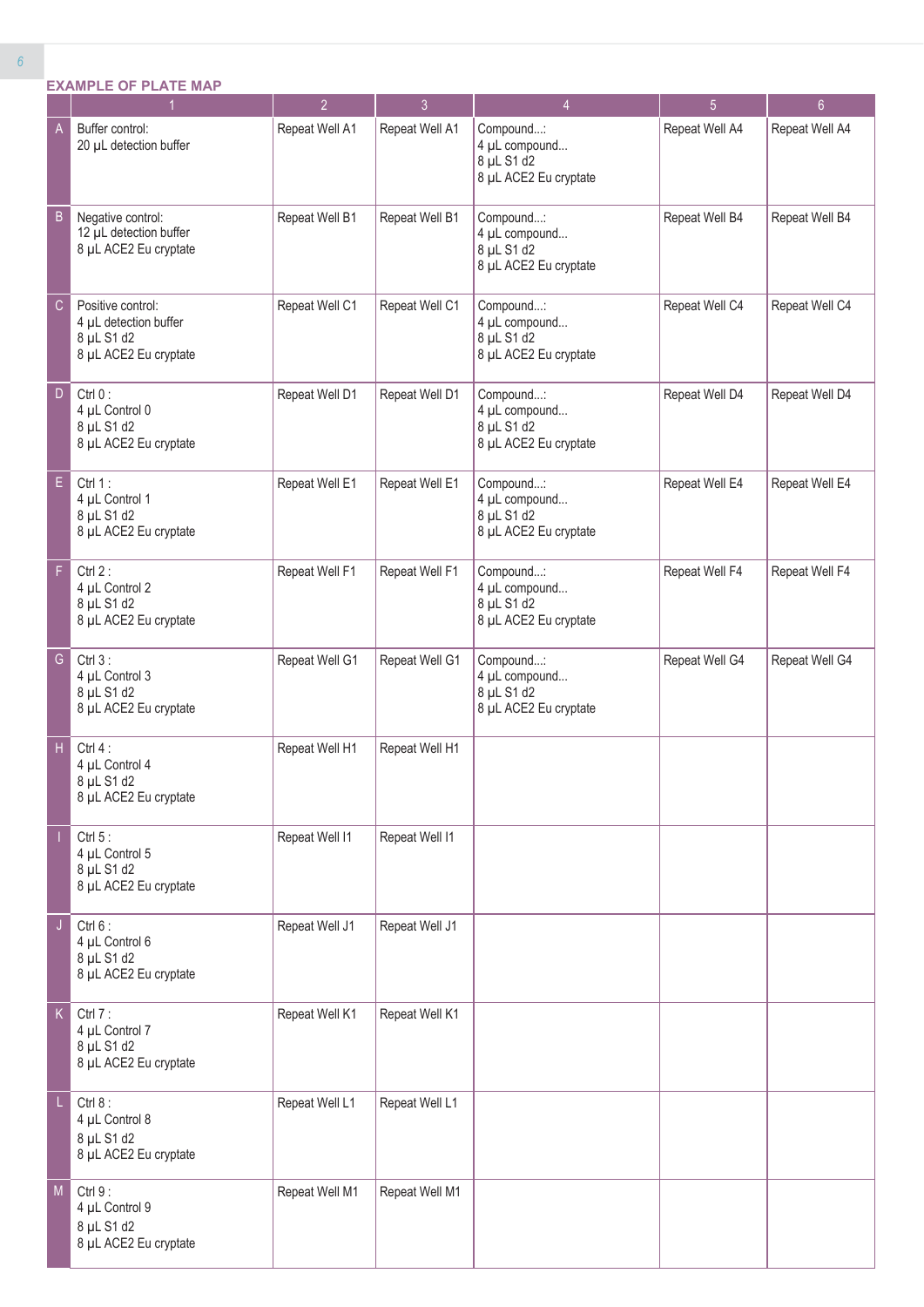## EXAMPLE OF PLATE MAP

| | 1 | 2 | 3 | 4 | 5 | 6 |
|---|---|---|---|---|---|---|
| A | Buffer control:<br>20 µL detection buffer | Repeat Well A1 | Repeat Well A1 | Compound...:<br>4 µL compound...<br>8 µL S1 d2<br>8 µL ACE2 Eu cryptate | Repeat Well A4 | Repeat Well A4 |
| B | Negative control:<br>12 µL detection buffer<br>8 µL ACE2 Eu cryptate | Repeat Well B1 | Repeat Well B1 | Compound...:<br>4 µL compound...<br>8 µL S1 d2<br>8 µL ACE2 Eu cryptate | Repeat Well B4 | Repeat Well B4 |
| C | Positive control:<br>4 µL detection buffer<br>8 µL S1 d2<br>8 µL ACE2 Eu cryptate | Repeat Well C1 | Repeat Well C1 | Compound...:<br>4 µL compound...<br>8 µL S1 d2<br>8 µL ACE2 Eu cryptate | Repeat Well C4 | Repeat Well C4 |
| D | Ctrl 0 :<br>4 µL Control 0<br>8 µL S1 d2<br>8 µL ACE2 Eu cryptate | Repeat Well D1 | Repeat Well D1 | Compound...:<br>4 µL compound...<br>8 µL S1 d2<br>8 µL ACE2 Eu cryptate | Repeat Well D4 | Repeat Well D4 |
| E | Ctrl 1 :<br>4 µL Control 1<br>8 µL S1 d2<br>8 µL ACE2 Eu cryptate | Repeat Well E1 | Repeat Well E1 | Compound...:<br>4 µL compound...<br>8 µL S1 d2<br>8 µL ACE2 Eu cryptate | Repeat Well E4 | Repeat Well E4 |
| F | Ctrl 2 :<br>4 µL Control 2<br>8 µL S1 d2<br>8 µL ACE2 Eu cryptate | Repeat Well F1 | Repeat Well F1 | Compound...:<br>4 µL compound...<br>8 µL S1 d2<br>8 µL ACE2 Eu cryptate | Repeat Well F4 | Repeat Well F4 |
| G | Ctrl 3 :<br>4 µL Control 3<br>8 µL S1 d2<br>8 µL ACE2 Eu cryptate | Repeat Well G1 | Repeat Well G1 | Compound...:<br>4 µL compound...<br>8 µL S1 d2<br>8 µL ACE2 Eu cryptate | Repeat Well G4 | Repeat Well G4 |
| H | Ctrl 4 :<br>4 µL Control 4<br>8 µL S1 d2<br>8 µL ACE2 Eu cryptate | Repeat Well H1 | Repeat Well H1 | | | |
| I | Ctrl 5 :<br>4 µL Control 5<br>8 µL S1 d2<br>8 µL ACE2 Eu cryptate | Repeat Well I1 | Repeat Well I1 | | | |
| J | Ctrl 6 :<br>4 µL Control 6<br>8 µL S1 d2<br>8 µL ACE2 Eu cryptate | Repeat Well J1 | Repeat Well J1 | | | |
| K | Ctrl 7 :<br>4 µL Control 7<br>8 µL S1 d2<br>8 µL ACE2 Eu cryptate | Repeat Well K1 | Repeat Well K1 | | | |
| L | Ctrl 8 :<br>4 µL Control 8<br>8 µL S1 d2<br>8 µL ACE2 Eu cryptate | Repeat Well L1 | Repeat Well L1 | | | |
| M | Ctrl 9 :<br>4 µL Control 9<br>8 µL S1 d2<br>8 µL ACE2 Eu cryptate | Repeat Well M1 | Repeat Well M1 | | | |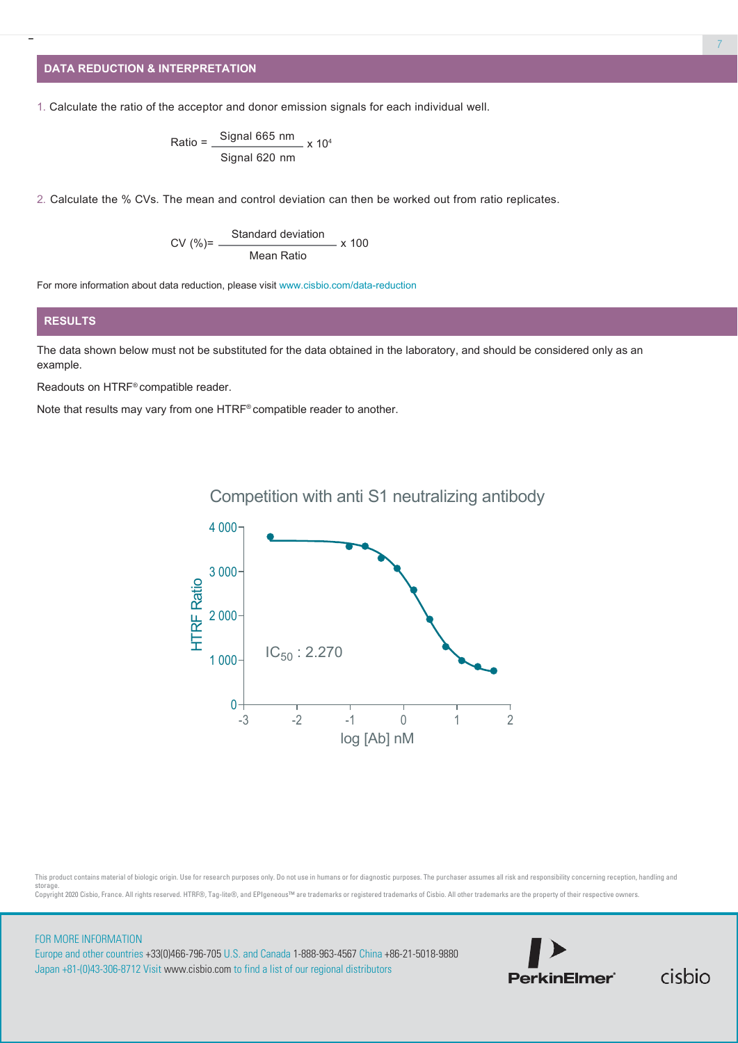## DATA REDUCTION & INTERPRETATION

1. Calculate the ratio of the acceptor and donor emission signals for each individual well.

$$\text{Ratio} = \frac{\text{Signal 665 nm}}{\text{Signal 620 nm}} \times 10^4$$

2. Calculate the % CVs. The mean and control deviation can then be worked out from ratio replicates.

$$\text{CV (\%)} = \frac{\text{Standard deviation}}{\text{Mean Ratio}} \times 100$$

For more information about data reduction, please visit www.cisbio.com/data-reduction

## RESULTS

The data shown below must not be substituted for the data obtained in the laboratory, and should be considered only as an example.

Readouts on HTRF® compatible reader.

Note that results may vary from one HTRF® compatible reader to another.

Competition with anti S1 neutralizing antibody

HTRF Ratio

4 000
3 000
2 000
1 000
0

$IC_{50}$ : 2.270

-3 -2 -1 0 1 2

log [Ab] nM

This product contains material of biologic origin. Use for research purposes only. Do not use in humans or for diagnostic purposes. The purchaser assumes all risk and responsibility concerning reception, handling and storage.
Copyright 2020 Cisbio, France. All rights reserved. HTRF®, Tag-lite®, and EPIgeneous™ are trademarks or registered trademarks of Cisbio. All other trademarks are the property of their respective owners.

FOR MORE INFORMATION
Europe and other countries +33(0)466-796-705 U.S. and Canada 1-888-963-4567 China +86-21-5018-9880
Japan +81-(0)43-306-8712 Visit www.cisbio.com to find a list of our regional distributors

PerkinElmer cisbio